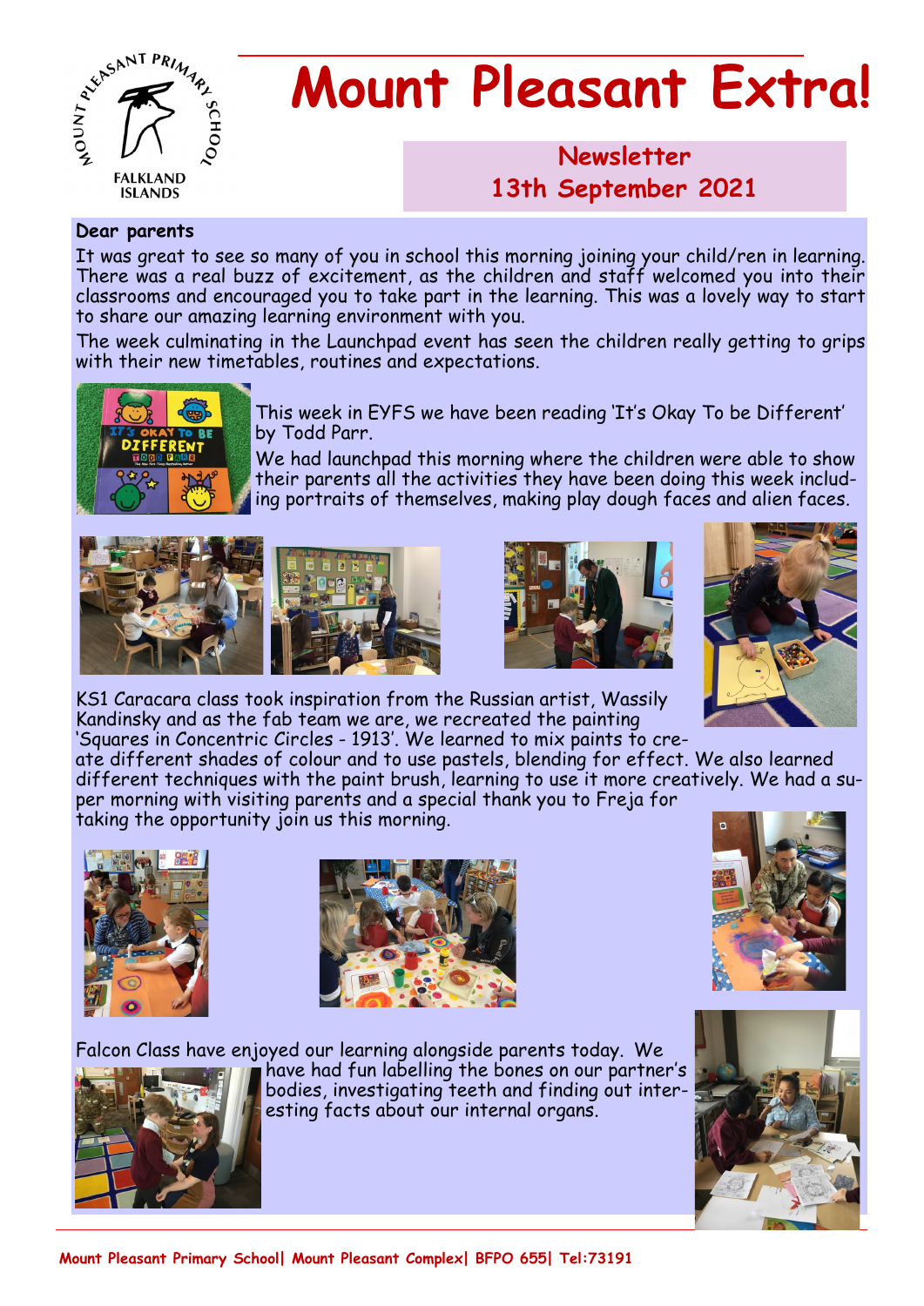# Mount Pleasant Extra!

## Newsletter
## 13th September 2021

**Dear parents**

It was great to see so many of you in school this morning joining your child/ren in learning. There was a real buzz of excitement, as the children and staff welcomed you into their classrooms and encouraged you to take part in the learning. This was a lovely way to start to share our amazing learning environment with you.

The week culminating in the Launchpad event has seen the children really getting to grips with their new timetables, routines and expectations.

This week in EYFS we have been reading 'It's Okay To be Different' by Todd Parr.

We had launchpad this morning where the children were able to show their parents all the activities they have been doing this week including portraits of themselves, making play dough faces and alien faces.

KS1 Caracara class took inspiration from the Russian artist, Wassily Kandinsky and as the fab team we are, we recreated the painting 'Squares in Concentric Circles - 1913'. We learned to mix paints to create different shades of colour and to use pastels, blending for effect. We also learned different techniques with the paint brush, learning to use it more creatively. We had a super morning with visiting parents and a special thank you to Freja for taking the opportunity join us this morning.

Falcon Class have enjoyed our learning alongside parents today. We have had fun labelling the bones on our partner's bodies, investigating teeth and finding out interesting facts about our internal organs.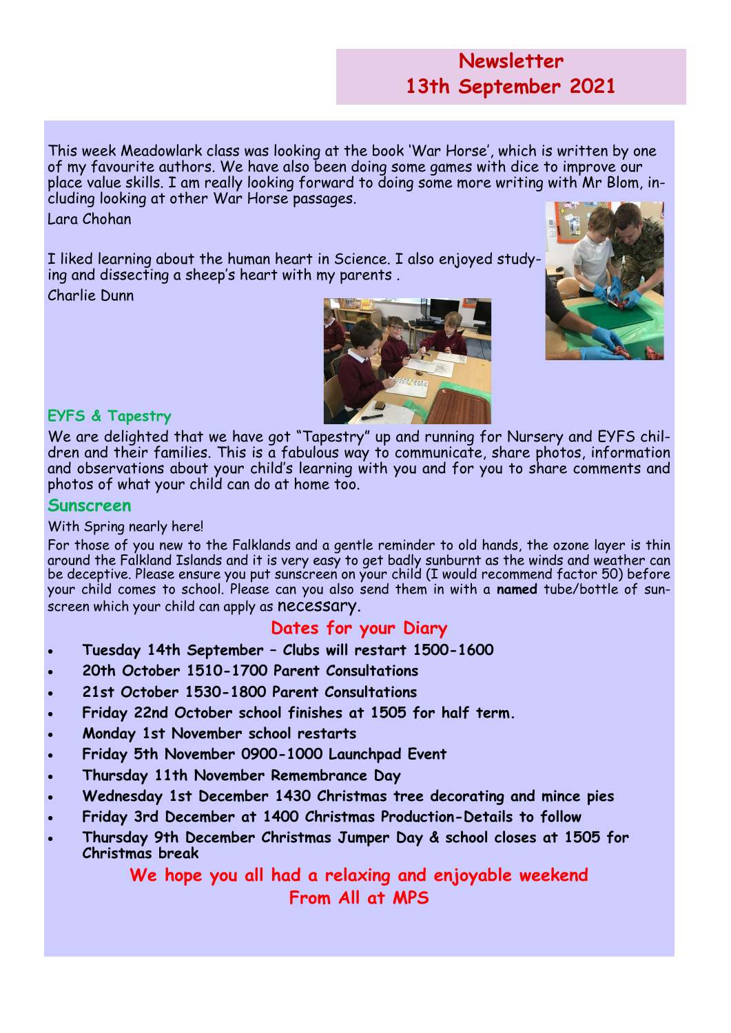# Newsletter
# 13th September 2021

This week Meadowlark class was looking at the book 'War Horse', which is written by one of my favourite authors. We have also been doing some games with dice to improve our place value skills. I am really looking forward to doing some more writing with Mr Blom, including looking at other War Horse passages.

Lara Chohan

I liked learning about the human heart in Science. I also enjoyed studying and dissecting a sheep's heart with my parents .

Charlie Dunn

## EYFS & Tapestry

We are delighted that we have got "Tapestry" up and running for Nursery and EYFS children and their families. This is a fabulous way to communicate, share photos, information and observations about your child's learning with you and for you to share comments and photos of what your child can do at home too.

## Sunscreen

With Spring nearly here!

For those of you new to the Falklands and a gentle reminder to old hands, the ozone layer is thin around the Falkland Islands and it is very easy to get badly sunburnt as the winds and weather can be deceptive. Please ensure you put sunscreen on your child (I would recommend factor 50) before your child comes to school. Please can you also send them in with a **named** tube/bottle of sunscreen which your child can apply as necessary.

## Dates for your Diary

- **Tuesday 14th September – Clubs will restart 1500-1600**
- **20th October 1510-1700 Parent Consultations**
- **21st October 1530-1800 Parent Consultations**
- **Friday 22nd October school finishes at 1505 for half term.**
- **Monday 1st November school restarts**
- **Friday 5th November 0900-1000 Launchpad Event**
- **Thursday 11th November Remembrance Day**
- **Wednesday 1st December 1430 Christmas tree decorating and mince pies**
- **Friday 3rd December at 1400 Christmas Production-Details to follow**
- **Thursday 9th December Christmas Jumper Day & school closes at 1505 for Christmas break**

**We hope you all had a relaxing and enjoyable weekend**
**From All at MPS**